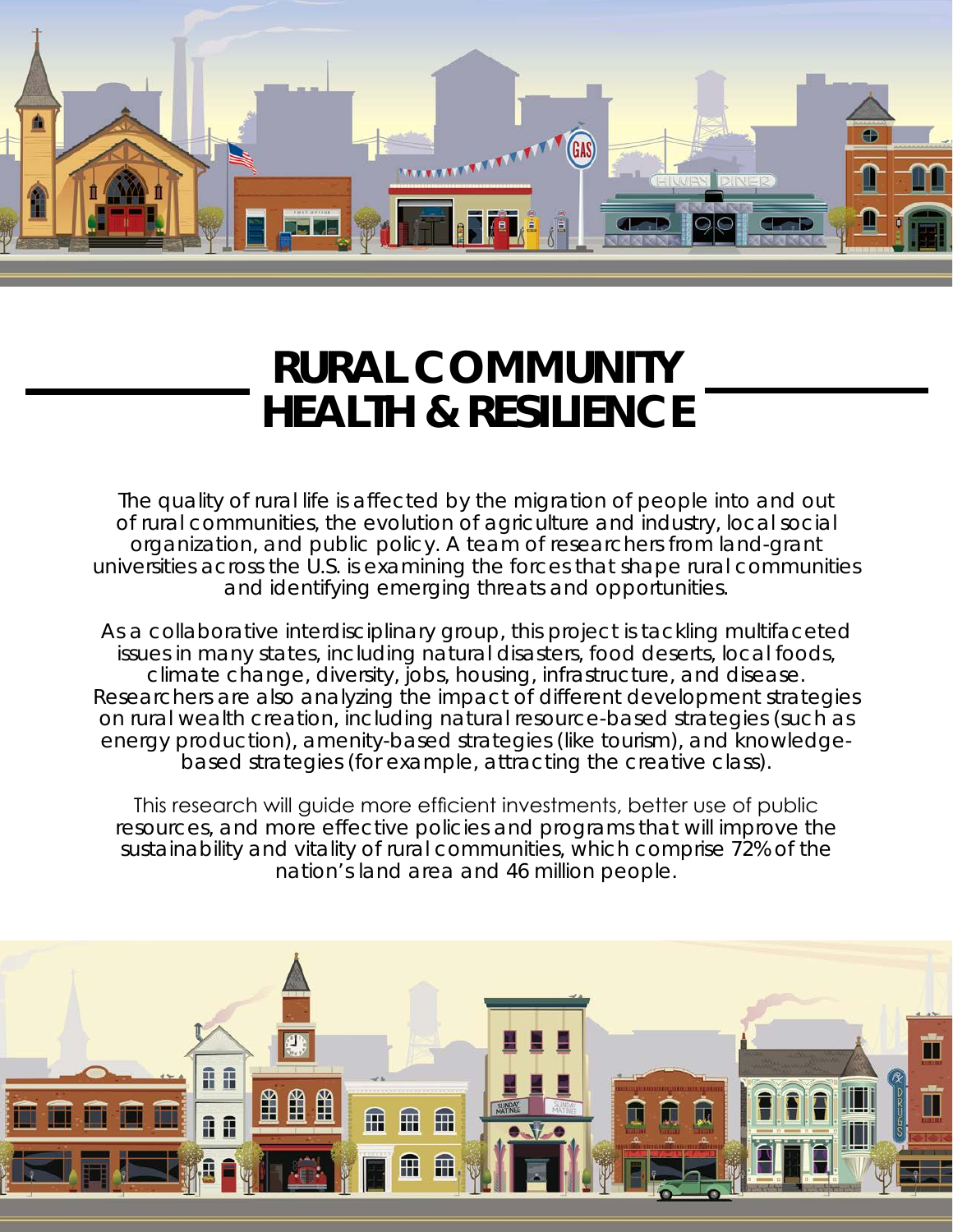# RURAL COMMUNITY HEALTH & RESILIENCE

The quality of rural life is affected by the migration of people into and out of rural communities, the evolution of agriculture and industry, local social organization, and public policy. A team of researchers from land-grant universities across the U.S. is examining the forces that shape rural communities and identifying emerging threats and opportunities.

As a collaborative interdisciplinary group, this project is tackling multifaceted issues in many states, including natural disasters, food deserts, local foods, climate change, diversity, jobs, housing, infrastructure, and disease. Researchers are also analyzing the impact of different development strategies on rural wealth creation, including natural resource-based strategies (such as energy production), amenity-based strategies (like tourism), and knowledge-based strategies (for example, attracting the creative class).

This research will guide more efficient investments, better use of public resources, and more effective policies and programs that will improve the sustainability and vitality of rural communities, which comprise 72% of the nation's land area and 46 million people.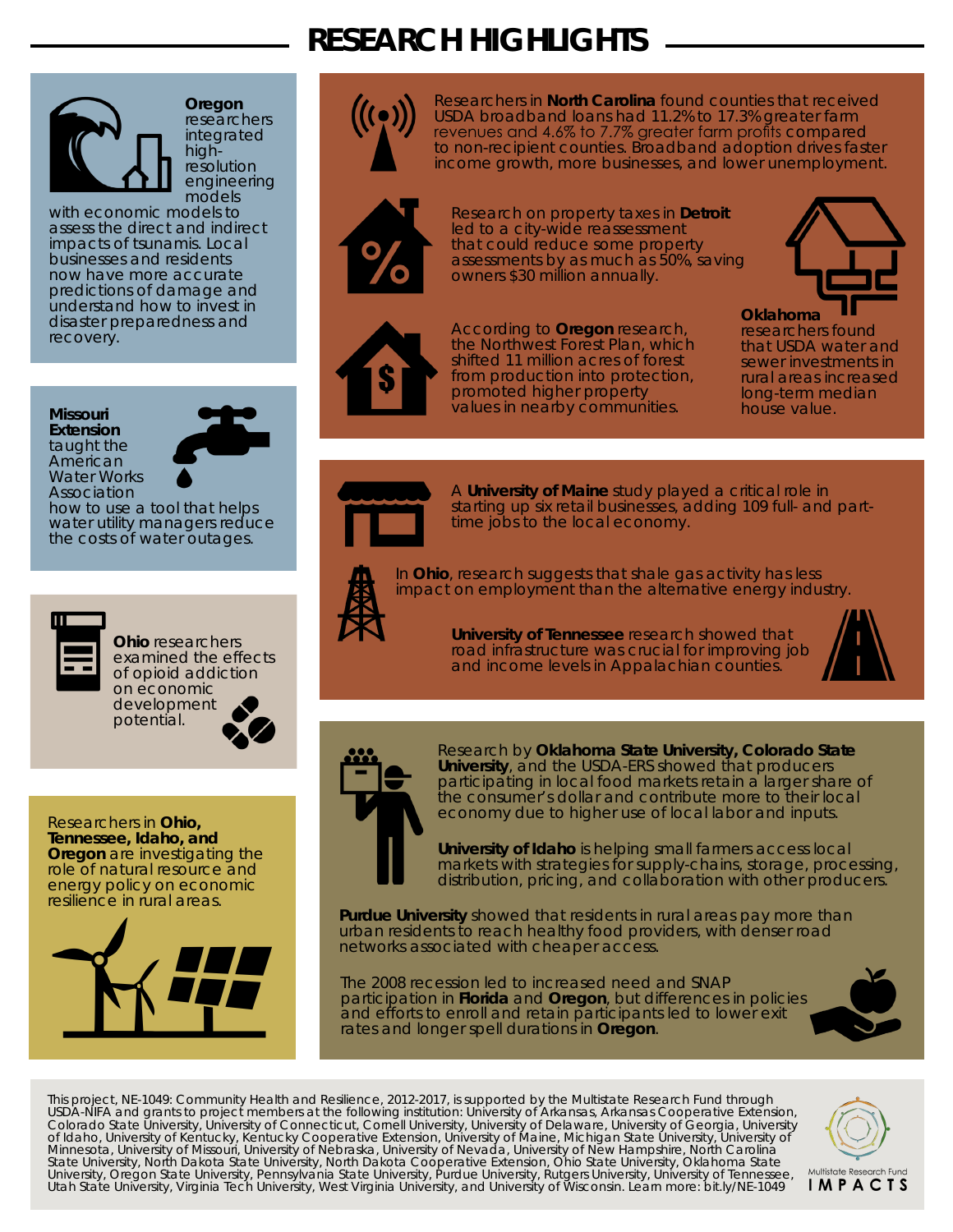# RESEARCH HIGHLIGHTS

**Oregon** researchers integrated high-resolution engineering models with economic models to assess the direct and indirect impacts of tsunamis. Local businesses and residents now have more accurate predictions of damage and understand how to invest in disaster preparedness and recovery.

**Missouri Extension** taught the American Water Works Association how to use a tool that helps water utility managers reduce the costs of water outages.

**Ohio** researchers examined the effects of opioid addiction on economic development potential.

Researchers in **Ohio, Tennessee, Idaho, and Oregon** are investigating the role of natural resource and energy policy on economic resilience in rural areas.

Researchers in **North Carolina** found counties that received USDA broadband loans had 11.2% to 17.3% greater farm revenues and 4.6% to 7.7% greater farm profits compared to non-recipient counties. Broadband adoption drives faster income growth, more businesses, and lower unemployment.

Research on property taxes in **Detroit** led to a city-wide reassessment that could reduce some property assessments by as much as 50%, saving owners $30 million annually.

According to **Oregon** research, the Northwest Forest Plan, which shifted 11 million acres of forest from production into protection, promoted higher property values in nearby communities.

**Oklahoma** researchers found that USDA water and sewer investments in rural areas increased long-term median house value.

A **University of Maine** study played a critical role in starting up six retail businesses, adding 109 full- and part-time jobs to the local economy.

In **Ohio**, research suggests that shale gas activity has less impact on employment than the alternative energy industry.

**University of Tennessee** research showed that road infrastructure was crucial for improving job and income levels in Appalachian counties.

Research by **Oklahoma State University, Colorado State University**, and the USDA-ERS showed that producers participating in local food markets retain a larger share of the consumer's dollar and contribute more to their local economy due to higher use of local labor and inputs.

**University of Idaho** is helping small farmers access local markets with strategies for supply-chains, storage, processing, distribution, pricing, and collaboration with other producers.

**Purdue University** showed that residents in rural areas pay more than urban residents to reach healthy food providers, with denser road networks associated with cheaper access.

The 2008 recession led to increased need and SNAP participation in **Florida** and **Oregon**, but differences in policies and efforts to enroll and retain participants led to lower exit rates and longer spell durations in **Oregon**.

This project, NE-1049: Community Health and Resilience, 2012-2017, is supported by the Multistate Research Fund through USDA-NIFA and grants to project members at the following institution: University of Arkansas, Arkansas Cooperative Extension, Colorado State University, University of Connecticut, Cornell University, University of Delaware, University of Georgia, University of Idaho, University of Kentucky, Kentucky Cooperative Extension, University of Maine, Michigan State University, University of Minnesota, University of Missouri, University of Nebraska, University of Nevada, University of New Hampshire, North Carolina State University, North Dakota State University, North Dakota Cooperative Extension, Ohio State University, Oklahoma State University, Oregon State University, Pennsylvania State University, Purdue University, Rutgers University, University of Tennessee, Utah State University, Virginia Tech University, West Virginia University, and University of Wisconsin. Learn more: bit.ly/NE-1049

Multistate Research Fund IMPACTS